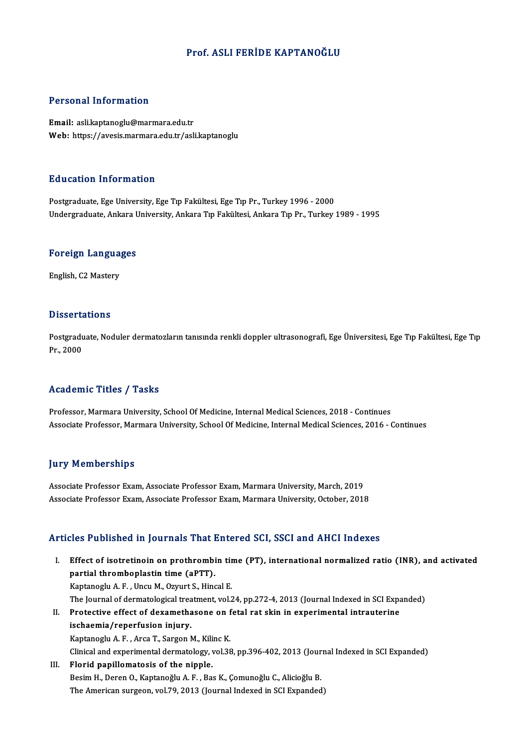# Prof. ASLI FERİDE KAPTANOĞLU

## Personal Information

**Email:** asli.kaptanoglu@marmara.edu.tr
**Web:** https://avesis.marmara.edu.tr/asli.kaptanoglu

## Education Information

Postgraduate, Ege University, Ege Tıp Fakültesi, Ege Tıp Pr., Turkey 1996 - 2000
Undergraduate, Ankara University, Ankara Tıp Fakültesi, Ankara Tıp Pr., Turkey 1989 - 1995

## Foreign Languages

English, C2 Mastery

## Dissertations

Postgraduate, Noduler dermatozların tanısında renkli doppler ultrasonografi, Ege Üniversitesi, Ege Tıp Fakültesi, Ege Tıp Pr., 2000

## Academic Titles / Tasks

Professor, Marmara University, School Of Medicine, Internal Medical Sciences, 2018 - Continues
Associate Professor, Marmara University, School Of Medicine, Internal Medical Sciences, 2016 - Continues

## Jury Memberships

Associate Professor Exam, Associate Professor Exam, Marmara University, March, 2019
Associate Professor Exam, Associate Professor Exam, Marmara University, October, 2018

## Articles Published in Journals That Entered SCI, SSCI and AHCI Indexes

I. **Effect of isotretinoin on prothrombin time (PT), international normalized ratio (INR), and activated partial thromboplastin time (aPTT).**
Kaptanoglu A. F. , Uncu M., Ozyurt S., Hincal E.
The Journal of dermatological treatment, vol.24, pp.272-4, 2013 (Journal Indexed in SCI Expanded)

II. **Protective effect of dexamethasone on fetal rat skin in experimental intrauterine ischaemia/reperfusion injury.**
Kaptanoglu A. F. , Arca T., Sargon M., Kilinc K.
Clinical and experimental dermatology, vol.38, pp.396-402, 2013 (Journal Indexed in SCI Expanded)

III. **Florid papillomatosis of the nipple.**
Besim H., Deren O., Kaptanoğlu A. F. , Bas K., Çomunoğlu C., Alicioğlu B.
The American surgeon, vol.79, 2013 (Journal Indexed in SCI Expanded)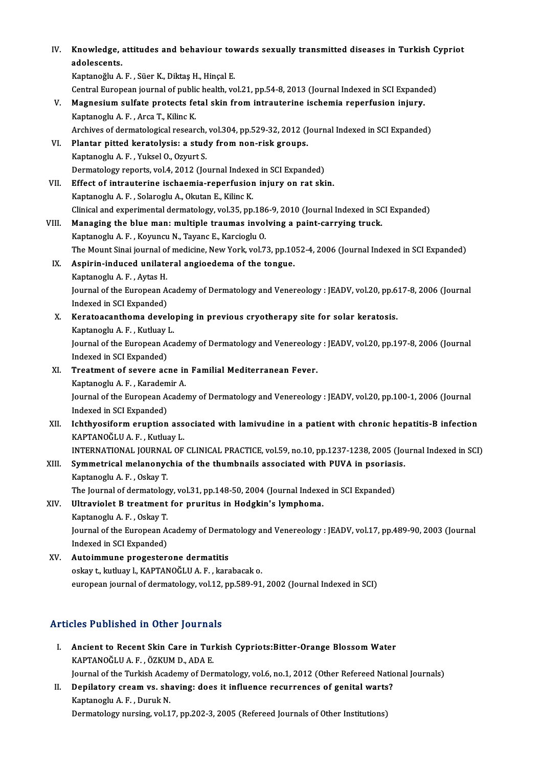IV. **Knowledge, attitudes and behaviour towards sexually transmitted diseases in Turkish Cypriot adolescents.**
Kaptanoğlu A. F. , Süer K., Diktaş H., Hinçal E.
Central European journal of public health, vol.21, pp.54-8, 2013 (Journal Indexed in SCI Expanded)

V. **Magnesium sulfate protects fetal skin from intrauterine ischemia reperfusion injury.**
Kaptanoglu A. F. , Arca T., Kilinc K.
Archives of dermatological research, vol.304, pp.529-32, 2012 (Journal Indexed in SCI Expanded)

VI. **Plantar pitted keratolysis: a study from non-risk groups.**
Kaptanoglu A. F. , Yuksel O., Ozyurt S.
Dermatology reports, vol.4, 2012 (Journal Indexed in SCI Expanded)

VII. **Effect of intrauterine ischaemia-reperfusion injury on rat skin.**
Kaptanoglu A. F. , Solaroglu A., Okutan E., Kilinc K.
Clinical and experimental dermatology, vol.35, pp.186-9, 2010 (Journal Indexed in SCI Expanded)

VIII. **Managing the blue man: multiple traumas involving a paint-carrying truck.**
Kaptanoglu A. F. , Koyuncu N., Tayanc E., Karcioglu O.
The Mount Sinai journal of medicine, New York, vol.73, pp.1052-4, 2006 (Journal Indexed in SCI Expanded)

IX. **Aspirin-induced unilateral angioedema of the tongue.**
Kaptanoglu A. F. , Aytas H.
Journal of the European Academy of Dermatology and Venereology : JEADV, vol.20, pp.617-8, 2006 (Journal Indexed in SCI Expanded)

X. **Keratoacanthoma developing in previous cryotherapy site for solar keratosis.**
Kaptanoglu A. F. , Kutluay L.
Journal of the European Academy of Dermatology and Venereology : JEADV, vol.20, pp.197-8, 2006 (Journal Indexed in SCI Expanded)

XI. **Treatment of severe acne in Familial Mediterranean Fever.**
Kaptanoglu A. F. , Karademir A.
Journal of the European Academy of Dermatology and Venereology : JEADV, vol.20, pp.100-1, 2006 (Journal Indexed in SCI Expanded)

XII. **Ichthyosiform eruption associated with lamivudine in a patient with chronic hepatitis-B infection**
KAPTANOĞLU A. F. , Kutluay L.
INTERNATIONAL JOURNAL OF CLINICAL PRACTICE, vol.59, no.10, pp.1237-1238, 2005 (Journal Indexed in SCI)

XIII. **Symmetrical melanonychia of the thumbnails associated with PUVA in psoriasis.**
Kaptanoglu A. F. , Oskay T.
The Journal of dermatology, vol.31, pp.148-50, 2004 (Journal Indexed in SCI Expanded)

XIV. **Ultraviolet B treatment for pruritus in Hodgkin's lymphoma.**
Kaptanoglu A. F. , Oskay T.
Journal of the European Academy of Dermatology and Venereology : JEADV, vol.17, pp.489-90, 2003 (Journal Indexed in SCI Expanded)

XV. **Autoimmune progesterone dermatitis**
oskay t., kutluay l., KAPTANOĞLU A. F. , karabacak o.
european journal of dermatology, vol.12, pp.589-91, 2002 (Journal Indexed in SCI)

## Articles Published in Other Journals

I. **Ancient to Recent Skin Care in Turkish Cypriots:Bitter-Orange Blossom Water**
KAPTANOĞLU A. F. , ÖZKUM D., ADA E.
Journal of the Turkish Academy of Dermatology, vol.6, no.1, 2012 (Other Refereed National Journals)

II. **Depilatory cream vs. shaving: does it influence recurrences of genital warts?**
Kaptanoglu A. F. , Duruk N.
Dermatology nursing, vol.17, pp.202-3, 2005 (Refereed Journals of Other Institutions)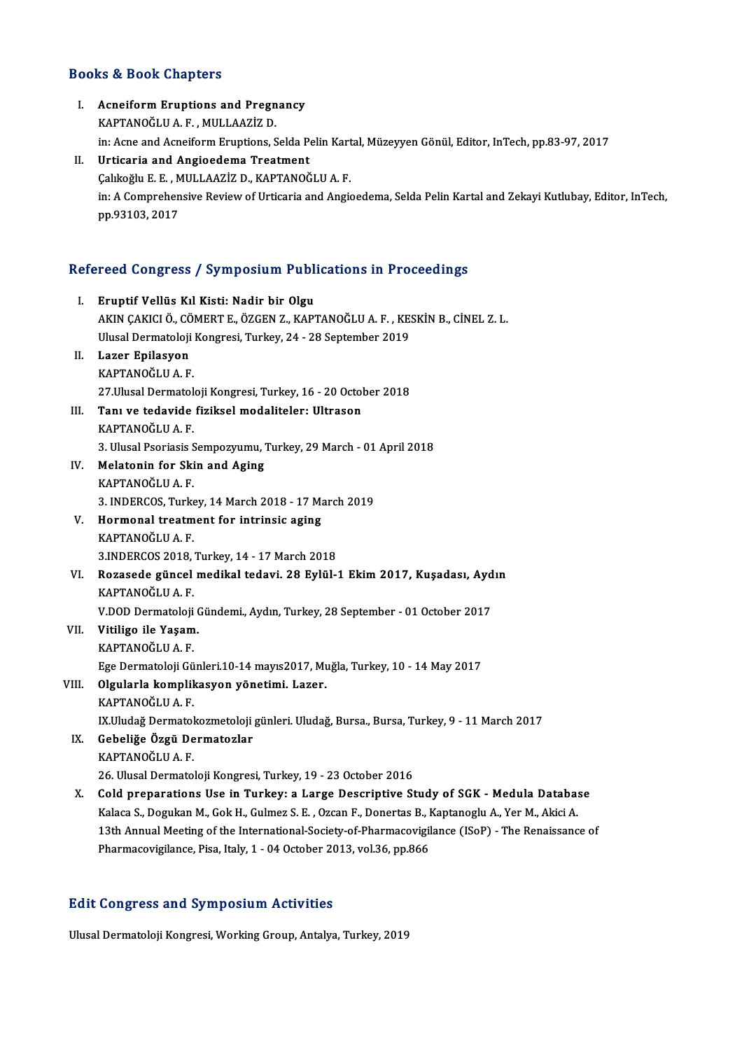## Books & Book Chapters

I. **Acneiform Eruptions and Pregnancy**
   KAPTANOĞLU A. F. , MULLAAZİZ D.
   in: Acne and Acneiform Eruptions, Selda Pelin Kartal, Müzeyyen Gönül, Editor, InTech, pp.83-97, 2017

II. **Urticaria and Angioedema Treatment**
   Çalıkoğlu E. E. , MULLAAZİZ D., KAPTANOĞLU A. F.
   in: A Comprehensive Review of Urticaria and Angioedema, Selda Pelin Kartal and Zekayi Kutlubay, Editor, InTech, pp.93103, 2017

## Refereed Congress / Symposium Publications in Proceedings

I. **Eruptif Vellüs Kıl Kisti: Nadir bir Olgu**
   AKIN ÇAKICI Ö., CÖMERT E., ÖZGEN Z., KAPTANOĞLU A. F. , KESKİN B., CİNEL Z. L.
   Ulusal Dermatoloji Kongresi, Turkey, 24 - 28 September 2019

II. **Lazer Epilasyon**
   KAPTANOĞLU A. F.
   27.Ulusal Dermatoloji Kongresi, Turkey, 16 - 20 October 2018

III. **Tanı ve tedavide fiziksel modaliteler: Ultrason**
   KAPTANOĞLU A. F.
   3. Ulusal Psoriasis Sempozyumu, Turkey, 29 March - 01 April 2018

IV. **Melatonin for Skin and Aging**
   KAPTANOĞLU A. F.
   3. INDERCOS, Turkey, 14 March 2018 - 17 March 2019

V. **Hormonal treatment for intrinsic aging**
   KAPTANOĞLU A. F.
   3.INDERCOS 2018, Turkey, 14 - 17 March 2018

VI. **Rozasede güncel medikal tedavi. 28 Eylül-1 Ekim 2017, Kuşadası, Aydın**
   KAPTANOĞLU A. F.
   V.DOD Dermatoloji Gündemi., Aydın, Turkey, 28 September - 01 October 2017

VII. **Vitiligo ile Yaşam.**
   KAPTANOĞLU A. F.
   Ege Dermatoloji Günleri.10-14 mayıs2017, Muğla, Turkey, 10 - 14 May 2017

VIII. **Olgularla komplikasyon yönetimi. Lazer.**
   KAPTANOĞLU A. F.
   IX.Uludağ Dermatokozmetoloji günleri. Uludağ, Bursa., Bursa, Turkey, 9 - 11 March 2017

IX. **Gebeliğe Özgü Dermatozlar**
   KAPTANOĞLU A. F.
   26. Ulusal Dermatoloji Kongresi, Turkey, 19 - 23 October 2016

X. **Cold preparations Use in Turkey: a Large Descriptive Study of SGK - Medula Database**
   Kalaca S., Dogukan M., Gok H., Gulmez S. E. , Ozcan F., Donertas B., Kaptanoglu A., Yer M., Akici A.
   13th Annual Meeting of the International-Society-of-Pharmacovigilance (ISoP) - The Renaissance of Pharmacovigilance, Pisa, Italy, 1 - 04 October 2013, vol.36, pp.866

## Edit Congress and Symposium Activities

Ulusal Dermatoloji Kongresi, Working Group, Antalya, Turkey, 2019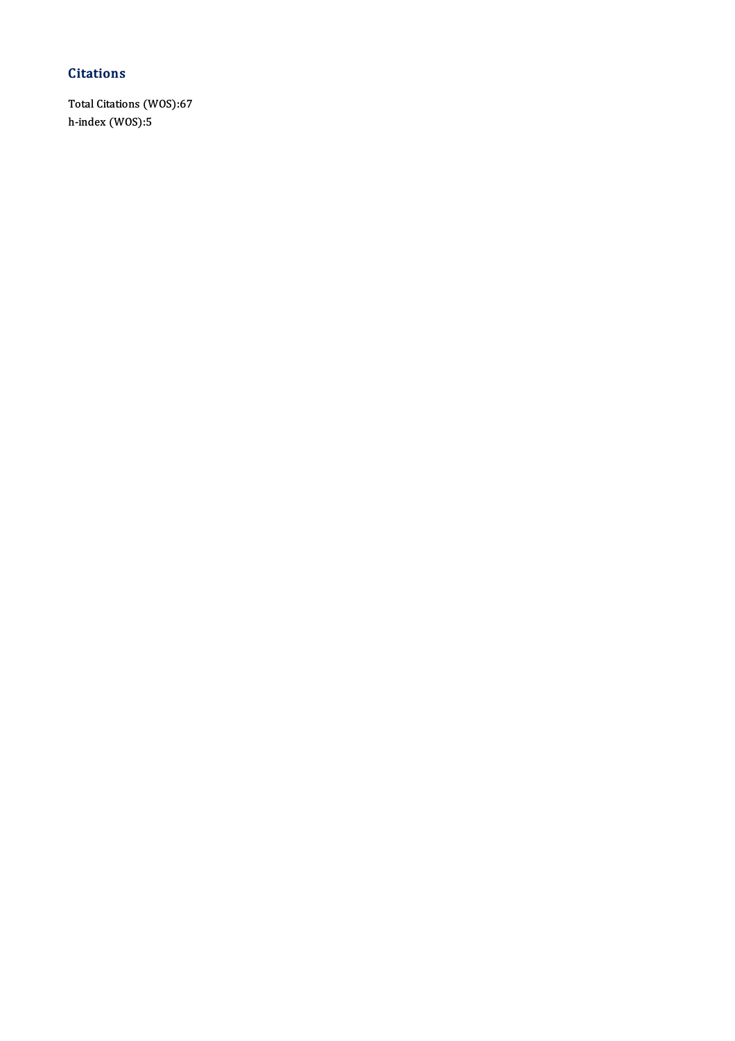## Citations

Total Citations (WOS):67
h-index (WOS):5